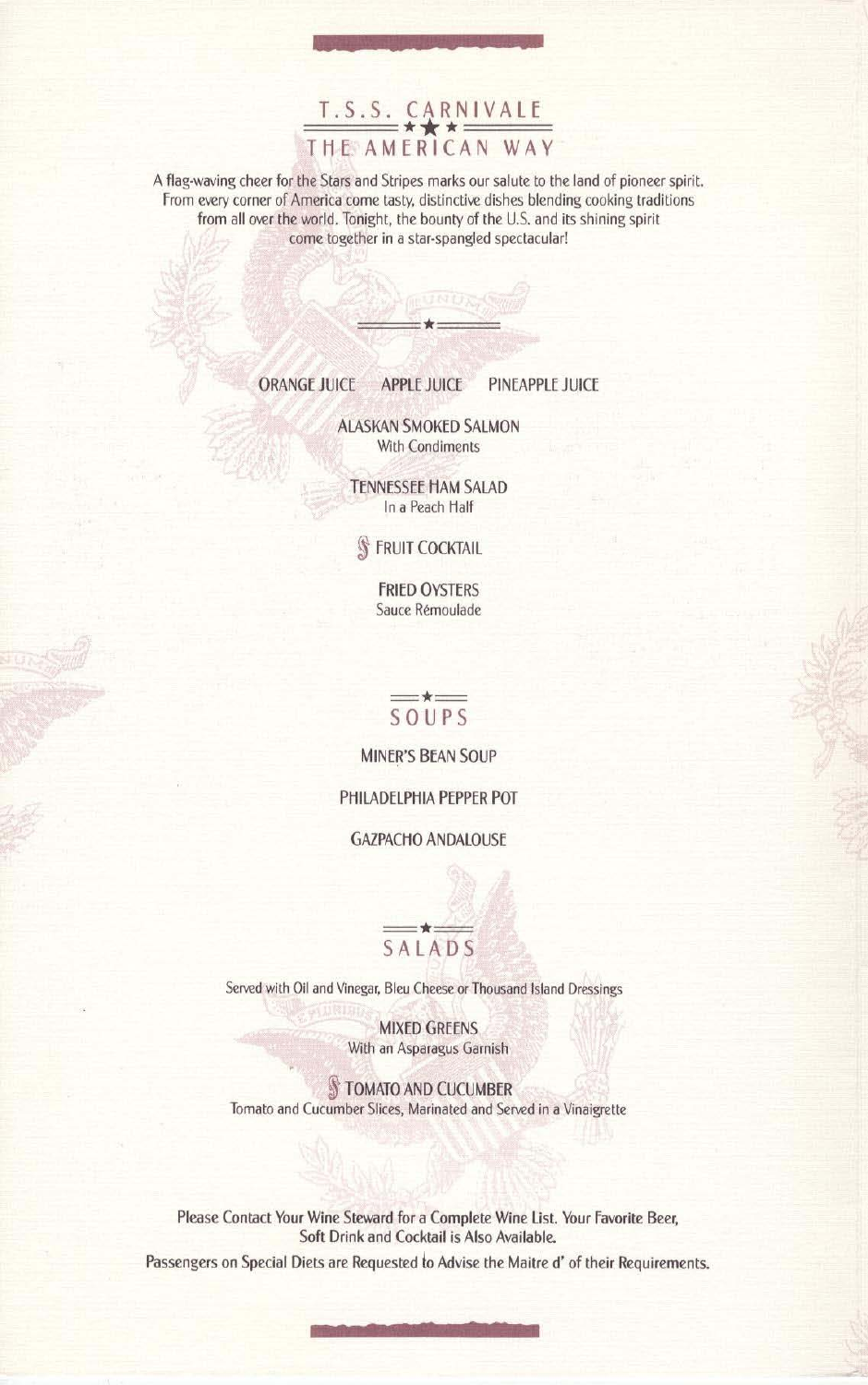# T.S.S. CARNIVALE

## THE AMERICAN WAY

A flag-waving cheer for the Stars and Stripes marks our salute to the land of pioneer spirit. From every corner of America come tasty, distinctive dishes blending cooking traditions from all over the world. Tonight, the bounty of the U.S. and its shining spirit come together in a star-spangled spectacular!

ORANGE JUICE     APPLE JUICE     PINEAPPLE JUICE

**ALASKAN SMOKED SALMON**
With Condiments

**TENNESSEE HAM SALAD**
In a Peach Half

§ **FRUIT COCKTAIL**

**FRIED OYSTERS**
Sauce Rémoulade

## SOUPS

MINER'S BEAN SOUP

PHILADELPHIA PEPPER POT

GAZPACHO ANDALOUSE

## SALADS

Served with Oil and Vinegar, Bleu Cheese or Thousand Island Dressings

**MIXED GREENS**
With an Asparagus Garnish

§ **TOMATO AND CUCUMBER**
Tomato and Cucumber Slices, Marinated and Served in a Vinaigrette

Please Contact Your Wine Steward for a Complete Wine List. Your Favorite Beer, Soft Drink and Cocktail is Also Available.

Passengers on Special Diets are Requested to Advise the Maitre d' of their Requirements.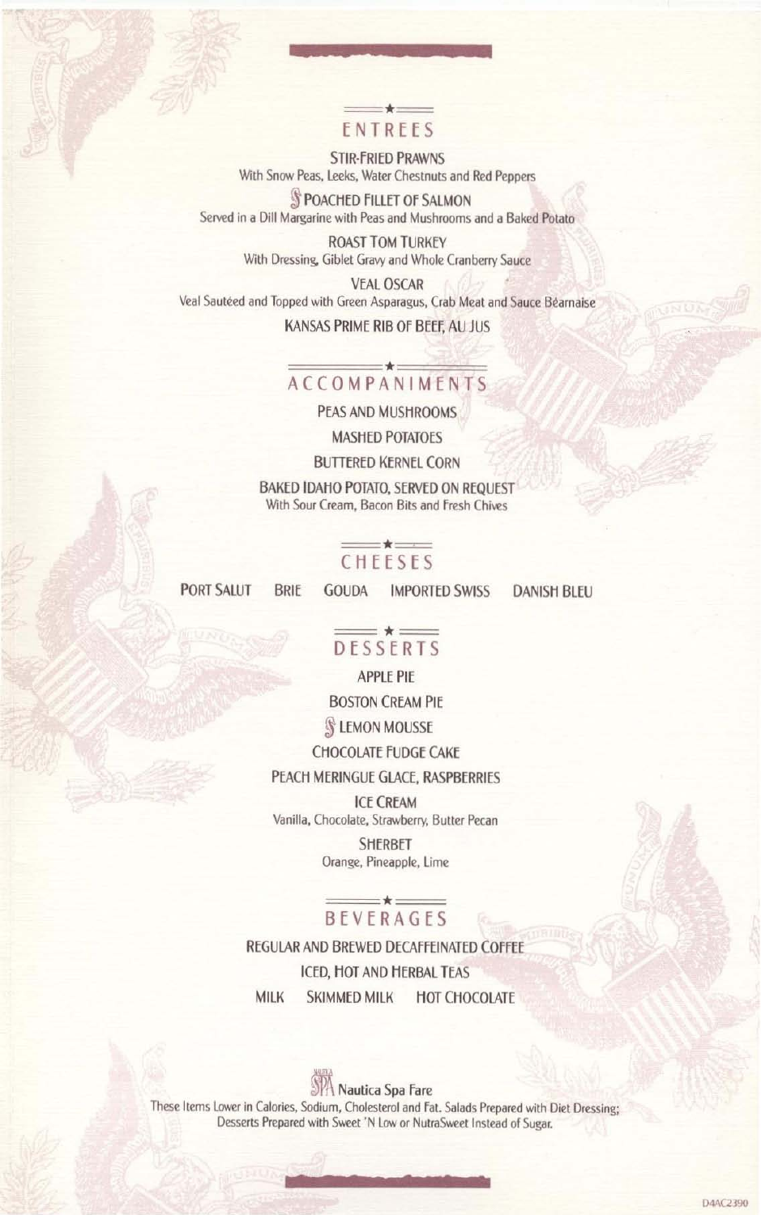## ENTREES

**STIR-FRIED PRAWNS**
With Snow Peas, Leeks, Water Chestnuts and Red Peppers

**POACHED FILLET OF SALMON**
Served in a Dill Margarine with Peas and Mushrooms and a Baked Potato

**ROAST TOM TURKEY**
With Dressing, Giblet Gravy and Whole Cranberry Sauce

**VEAL OSCAR**
Veal Sautéed and Topped with Green Asparagus, Crab Meat and Sauce Béarnaise

**KANSAS PRIME RIB OF BEEF, AU JUS**

## ACCOMPANIMENTS

PEAS AND MUSHROOMS

MASHED POTATOES

BUTTERED KERNEL CORN

BAKED IDAHO POTATO, SERVED ON REQUEST
With Sour Cream, Bacon Bits and Fresh Chives

## CHEESES

PORT SALUT  BRIE  GOUDA  IMPORTED SWISS  DANISH BLEU

## DESSERTS

APPLE PIE

BOSTON CREAM PIE

LEMON MOUSSE

CHOCOLATE FUDGE CAKE

PEACH MERINGUE GLACE, RASPBERRIES

ICE CREAM
Vanilla, Chocolate, Strawberry, Butter Pecan

SHERBET
Orange, Pineapple, Lime

## BEVERAGES

REGULAR AND BREWED DECAFFEINATED COFFEE

ICED, HOT AND HERBAL TEAS

MILK  SKIMMED MILK  HOT CHOCOLATE

**Nautica Spa Fare**
These Items Lower in Calories, Sodium, Cholesterol and Fat. Salads Prepared with Diet Dressing; Desserts Prepared with Sweet 'N Low or NutraSweet Instead of Sugar.

D4AC2390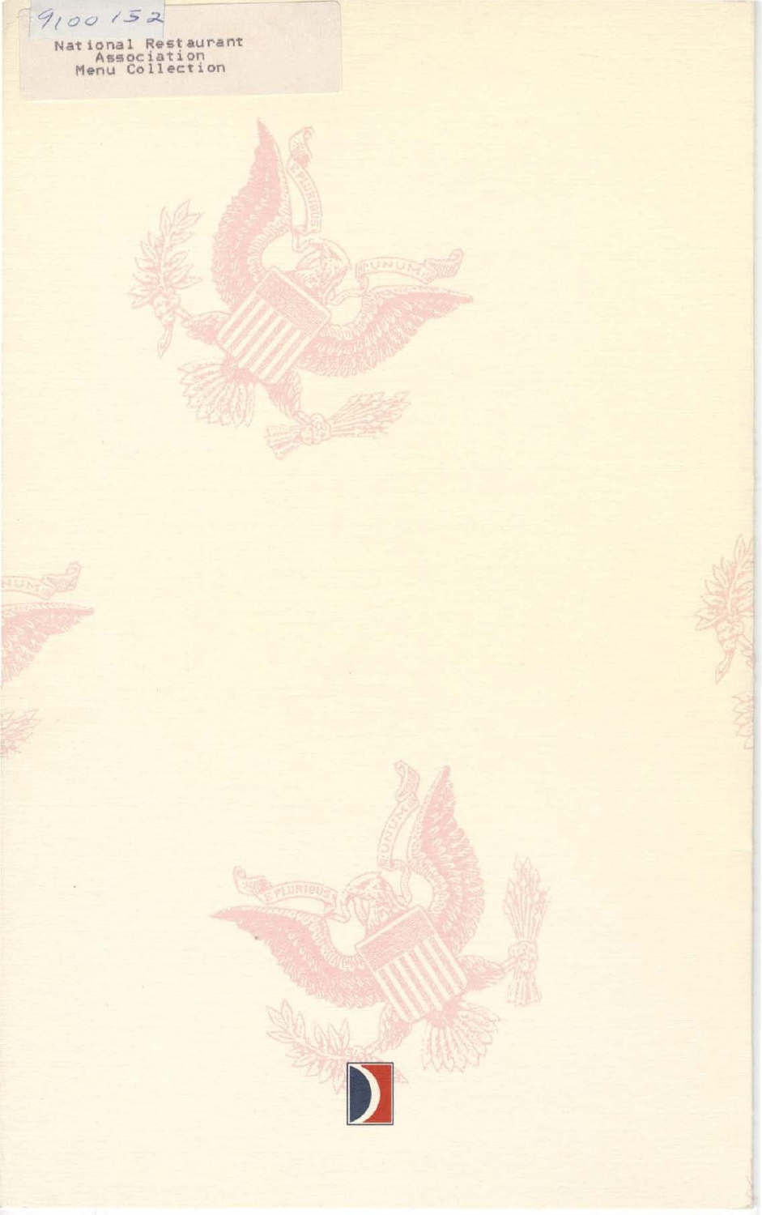9100 152

National Restaurant
Association
Menu Collection